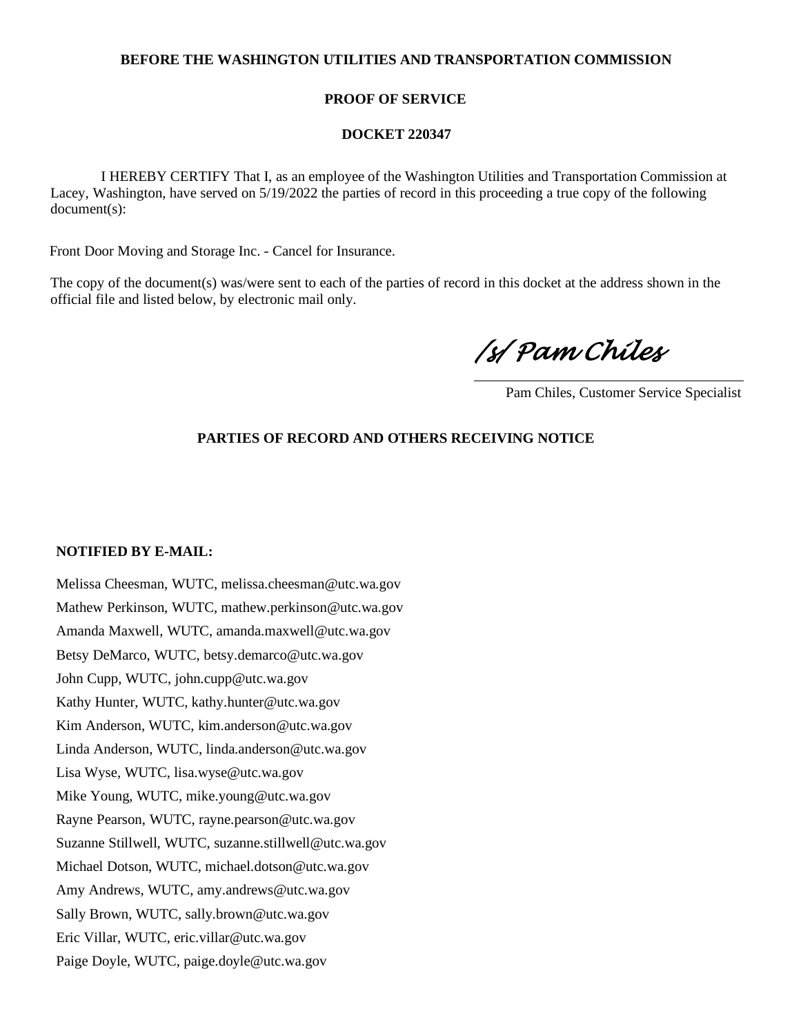**BEFORE THE WASHINGTON UTILITIES AND TRANSPORTATION COMMISSION**

**PROOF OF SERVICE**

**DOCKET 220347**

I HEREBY CERTIFY That I, as an employee of the Washington Utilities and Transportation Commission at Lacey, Washington, have served on 5/19/2022 the parties of record in this proceeding a true copy of the following document(s):

Front Door Moving and Storage Inc. - Cancel for Insurance.

The copy of the document(s) was/were sent to each of the parties of record in this docket at the address shown in the official file and listed below, by electronic mail only.

*/s/ Pam Chiles*

Pam Chiles, Customer Service Specialist

**PARTIES OF RECORD AND OTHERS RECEIVING NOTICE**

**NOTIFIED BY E-MAIL:**

Melissa Cheesman, WUTC, melissa.cheesman@utc.wa.gov
Mathew Perkinson, WUTC, mathew.perkinson@utc.wa.gov
Amanda Maxwell, WUTC, amanda.maxwell@utc.wa.gov
Betsy DeMarco, WUTC, betsy.demarco@utc.wa.gov
John Cupp, WUTC, john.cupp@utc.wa.gov
Kathy Hunter, WUTC, kathy.hunter@utc.wa.gov
Kim Anderson, WUTC, kim.anderson@utc.wa.gov
Linda Anderson, WUTC, linda.anderson@utc.wa.gov
Lisa Wyse, WUTC, lisa.wyse@utc.wa.gov
Mike Young, WUTC, mike.young@utc.wa.gov
Rayne Pearson, WUTC, rayne.pearson@utc.wa.gov
Suzanne Stillwell, WUTC, suzanne.stillwell@utc.wa.gov
Michael Dotson, WUTC, michael.dotson@utc.wa.gov
Amy Andrews, WUTC, amy.andrews@utc.wa.gov
Sally Brown, WUTC, sally.brown@utc.wa.gov
Eric Villar, WUTC, eric.villar@utc.wa.gov
Paige Doyle, WUTC, paige.doyle@utc.wa.gov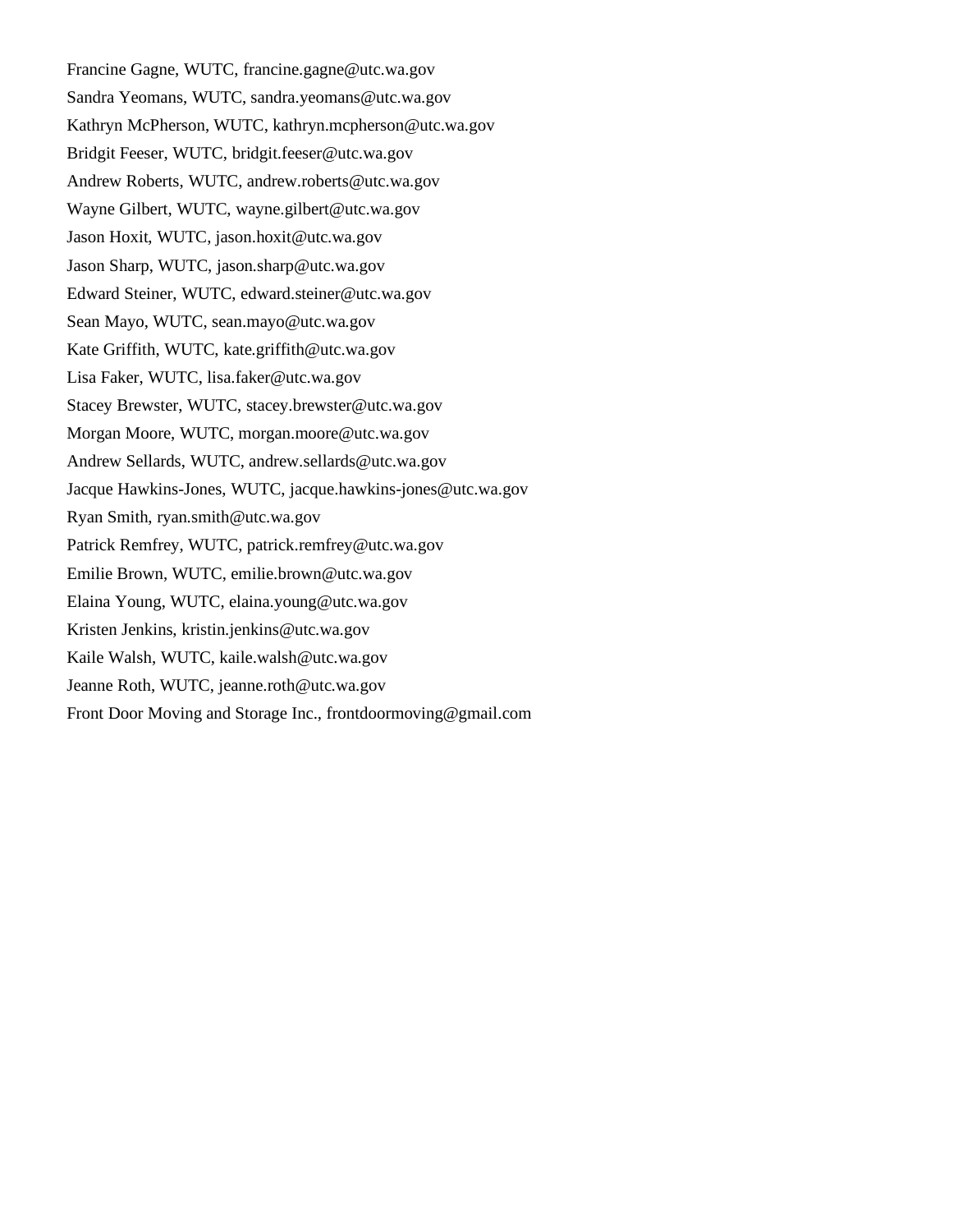Francine Gagne, WUTC, francine.gagne@utc.wa.gov

Sandra Yeomans, WUTC, sandra.yeomans@utc.wa.gov

Kathryn McPherson, WUTC, kathryn.mcpherson@utc.wa.gov

Bridgit Feeser, WUTC, bridgit.feeser@utc.wa.gov

Andrew Roberts, WUTC, andrew.roberts@utc.wa.gov

Wayne Gilbert, WUTC, wayne.gilbert@utc.wa.gov

Jason Hoxit, WUTC, jason.hoxit@utc.wa.gov

Jason Sharp, WUTC, jason.sharp@utc.wa.gov

Edward Steiner, WUTC, edward.steiner@utc.wa.gov

Sean Mayo, WUTC, sean.mayo@utc.wa.gov

Kate Griffith, WUTC, kate.griffith@utc.wa.gov

Lisa Faker, WUTC, lisa.faker@utc.wa.gov

Stacey Brewster, WUTC, stacey.brewster@utc.wa.gov

Morgan Moore, WUTC, morgan.moore@utc.wa.gov

Andrew Sellards, WUTC, andrew.sellards@utc.wa.gov

Jacque Hawkins-Jones, WUTC, jacque.hawkins-jones@utc.wa.gov

Ryan Smith, ryan.smith@utc.wa.gov

Patrick Remfrey, WUTC, patrick.remfrey@utc.wa.gov

Emilie Brown, WUTC, emilie.brown@utc.wa.gov

Elaina Young, WUTC, elaina.young@utc.wa.gov

Kristen Jenkins, kristin.jenkins@utc.wa.gov

Kaile Walsh, WUTC, kaile.walsh@utc.wa.gov

Jeanne Roth, WUTC, jeanne.roth@utc.wa.gov

Front Door Moving and Storage Inc., frontdoormoving@gmail.com